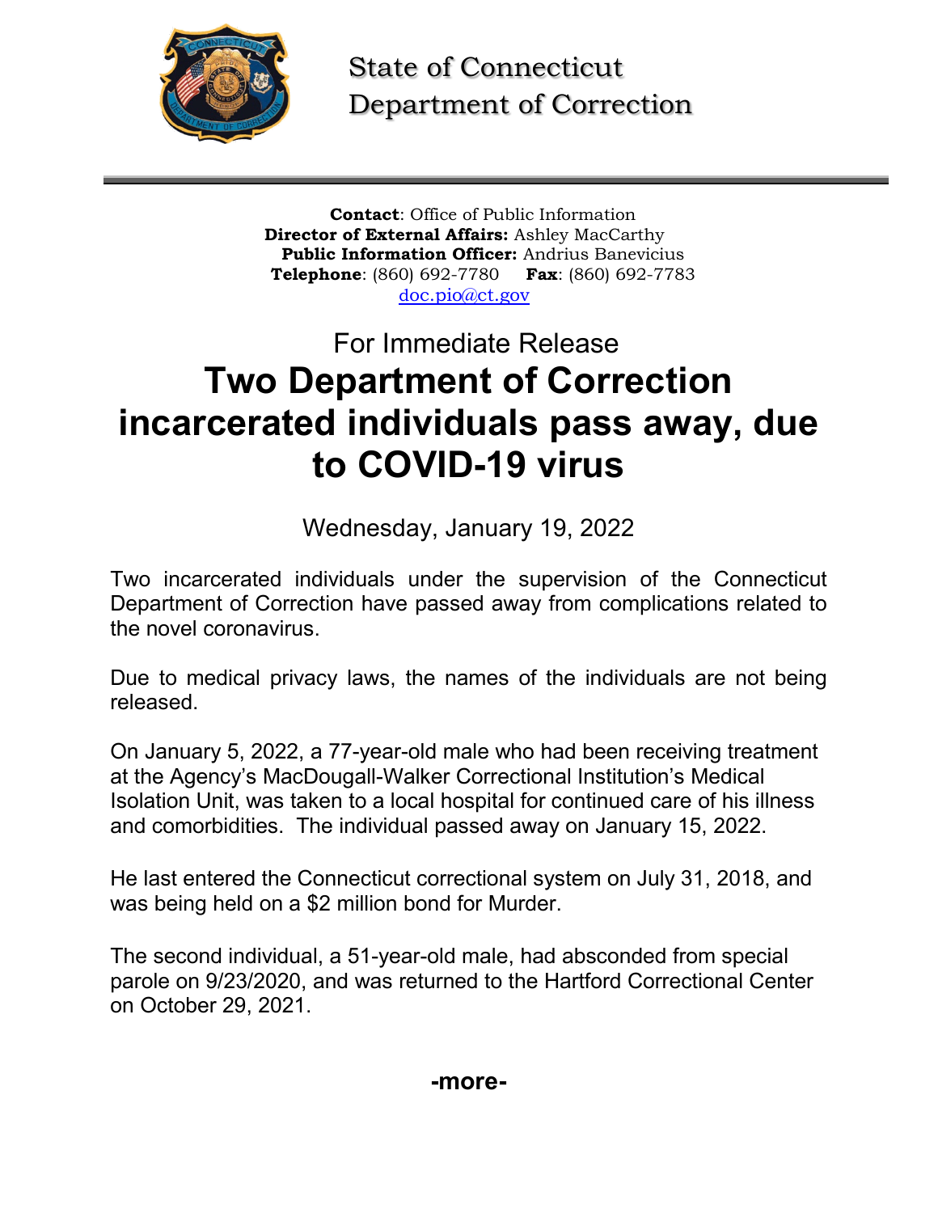State of Connecticut
Department of Correction

**Contact**: Office of Public Information
**Director of External Affairs:** Ashley MacCarthy
**Public Information Officer:** Andrius Banevicius
**Telephone**: (860) 692-7780 **Fax**: (860) 692-7783
doc.pio@ct.gov

For Immediate Release

# Two Department of Correction incarcerated individuals pass away, due to COVID-19 virus

Wednesday, January 19, 2022

Two incarcerated individuals under the supervision of the Connecticut Department of Correction have passed away from complications related to the novel coronavirus.

Due to medical privacy laws, the names of the individuals are not being released.

On January 5, 2022, a 77-year-old male who had been receiving treatment at the Agency's MacDougall-Walker Correctional Institution's Medical Isolation Unit, was taken to a local hospital for continued care of his illness and comorbidities. The individual passed away on January 15, 2022.

He last entered the Connecticut correctional system on July 31, 2018, and was being held on a $2 million bond for Murder.

The second individual, a 51-year-old male, had absconded from special parole on 9/23/2020, and was returned to the Hartford Correctional Center on October 29, 2021.

**-more-**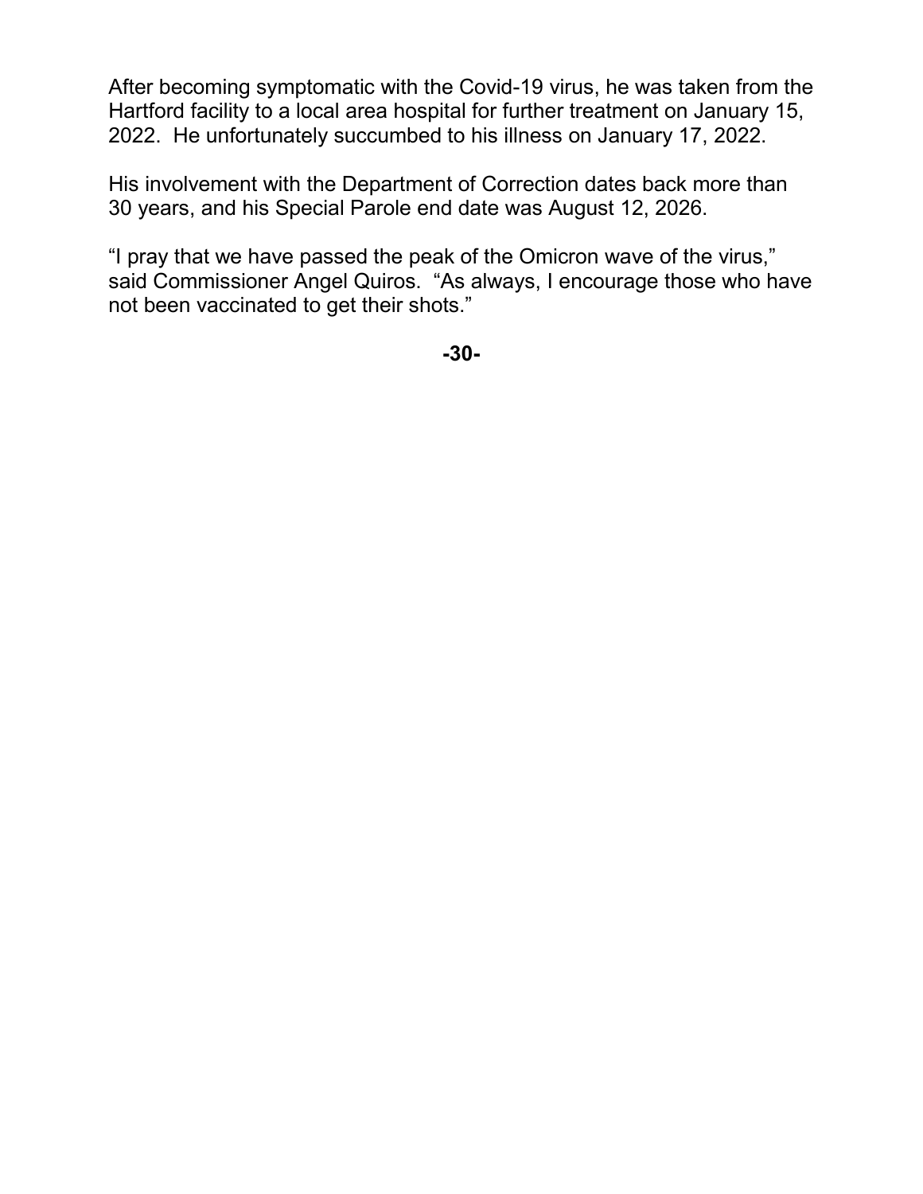After becoming symptomatic with the Covid-19 virus, he was taken from the Hartford facility to a local area hospital for further treatment on January 15, 2022. He unfortunately succumbed to his illness on January 17, 2022.

His involvement with the Department of Correction dates back more than 30 years, and his Special Parole end date was August 12, 2026.

“I pray that we have passed the peak of the Omicron wave of the virus,” said Commissioner Angel Quiros. “As always, I encourage those who have not been vaccinated to get their shots.”

**-30-**